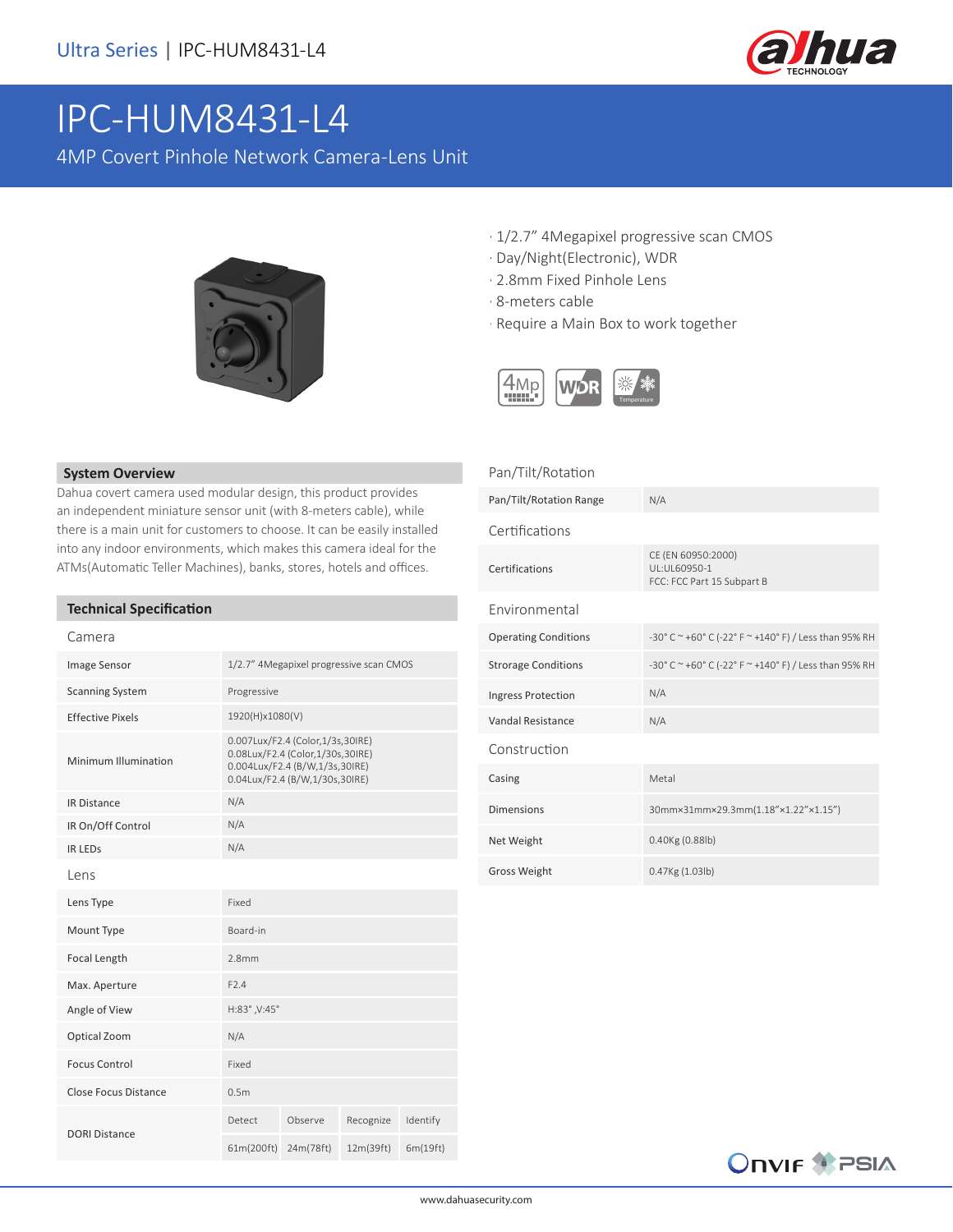Ultra Series | IPC-HUM8431-L4

# IPC-HUM8431-L4

4MP Covert Pinhole Network Camera-Lens Unit

- 1/2.7" 4Megapixel progressive scan CMOS
- Day/Night(Electronic), WDR
- 2.8mm Fixed Pinhole Lens
- 8-meters cable
- Require a Main Box to work together

## System Overview

Dahua covert camera used modular design, this product provides an independent miniature sensor unit (with 8-meters cable), while there is a main unit for customers to choose. It can be easily installed into any indoor environments, which makes this camera ideal for the ATMs(Automatic Teller Machines), banks, stores, hotels and offices.

## Technical Specification

### Camera

| | |
|---|---|
| Image Sensor | 1/2.7" 4Megapixel progressive scan CMOS |
| Scanning System | Progressive |
| Effective Pixels | 1920(H)x1080(V) |
| Minimum Illumination | 0.007Lux/F2.4 (Color,1/3s,30IRE)<br>0.08Lux/F2.4 (Color,1/30s,30IRE)<br>0.004Lux/F2.4 (B/W,1/3s,30IRE)<br>0.04Lux/F2.4 (B/W,1/30s,30IRE) |
| IR Distance | N/A |
| IR On/Off Control | N/A |
| IR LEDs | N/A |

### Lens

| | | | | |
|---|---|---|---|---|
| Lens Type | Fixed | | | |
| Mount Type | Board-in | | | |
| Focal Length | 2.8mm | | | |
| Max. Aperture | F2.4 | | | |
| Angle of View | H:83° ,V:45° | | | |
| Optical Zoom | N/A | | | |
| Focus Control | Fixed | | | |
| Close Focus Distance | 0.5m | | | |
| DORI Distance | Detect | Observe | Recognize | Identify |
| | 61m(200ft) | 24m(78ft) | 12m(39ft) | 6m(19ft) |

### Pan/Tilt/Rotation

| | |
|---|---|
| Pan/Tilt/Rotation Range | N/A |

### Certifications

| | |
|---|---|
| Certifications | CE (EN 60950:2000)<br>UL:UL60950-1<br>FCC: FCC Part 15 Subpart B |

### Environmental

| | |
|---|---|
| Operating Conditions | -30° C ~ +60° C (-22° F ~ +140° F) / Less than 95% RH |
| Strorage Conditions | -30° C ~ +60° C (-22° F ~ +140° F) / Less than 95% RH |
| Ingress Protection | N/A |
| Vandal Resistance | N/A |

### Construction

| | |
|---|---|
| Casing | Metal |
| Dimensions | 30mm×31mm×29.3mm(1.18"×1.22"×1.15") |
| Net Weight | 0.40Kg (0.88lb) |
| Gross Weight | 0.47Kg (1.03lb) |

www.dahuasecurity.com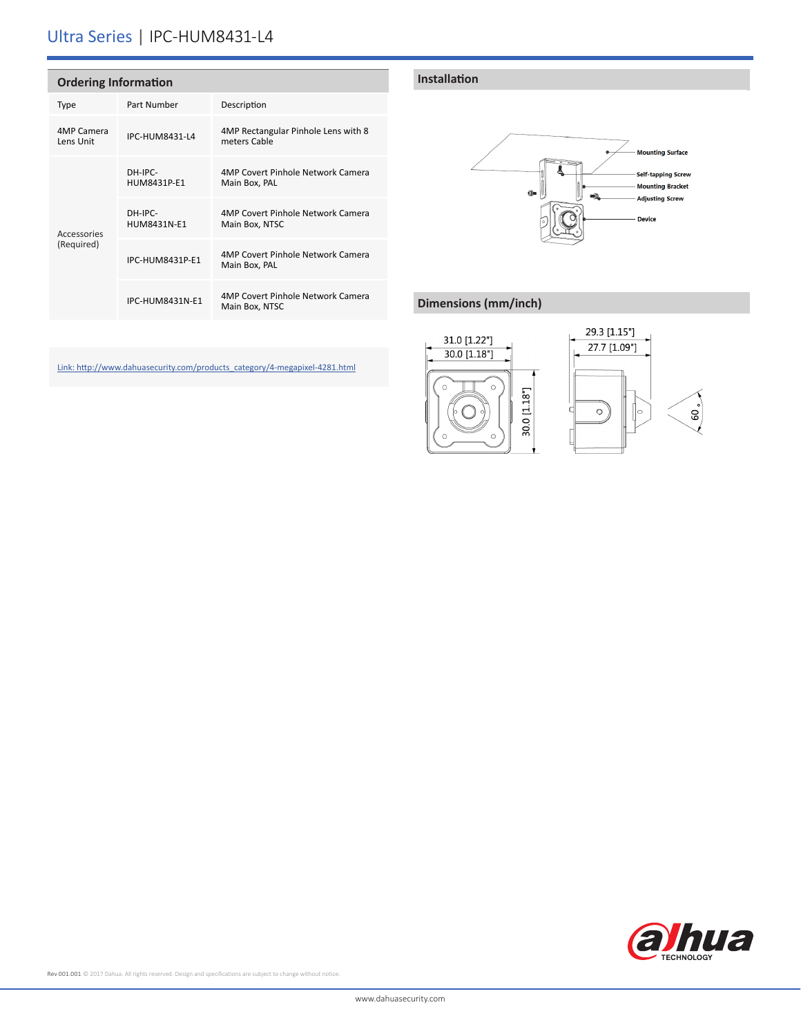## Ordering Information

| Type | Part Number | Description |
|---|---|---|
| 4MP Camera Lens Unit | IPC-HUM8431-L4 | 4MP Rectangular Pinhole Lens with 8 meters Cable |
| Accessories (Required) | DH-IPC-HUM8431P-E1 | 4MP Covert Pinhole Network Camera Main Box, PAL |
| | DH-IPC-HUM8431N-E1 | 4MP Covert Pinhole Network Camera Main Box, NTSC |
| | IPC-HUM8431P-E1 | 4MP Covert Pinhole Network Camera Main Box, PAL |
| | IPC-HUM8431N-E1 | 4MP Covert Pinhole Network Camera Main Box, NTSC |

Link: http://www.dahuasecurity.com/products_category/4-megapixel-4281.html

## Installation

Mounting Surface
Self-tapping Screw
Mounting Bracket
Adjusting Screw
Device

## Dimensions (mm/inch)

31.0 [1.22"]
30.0 [1.18"]
30.0 [1.18"]
29.3 [1.15"]
27.7 [1.09"]
60°

Rev 001.001 © 2017 Dahua. All rights reserved. Design and specifications are subject to change without notice.